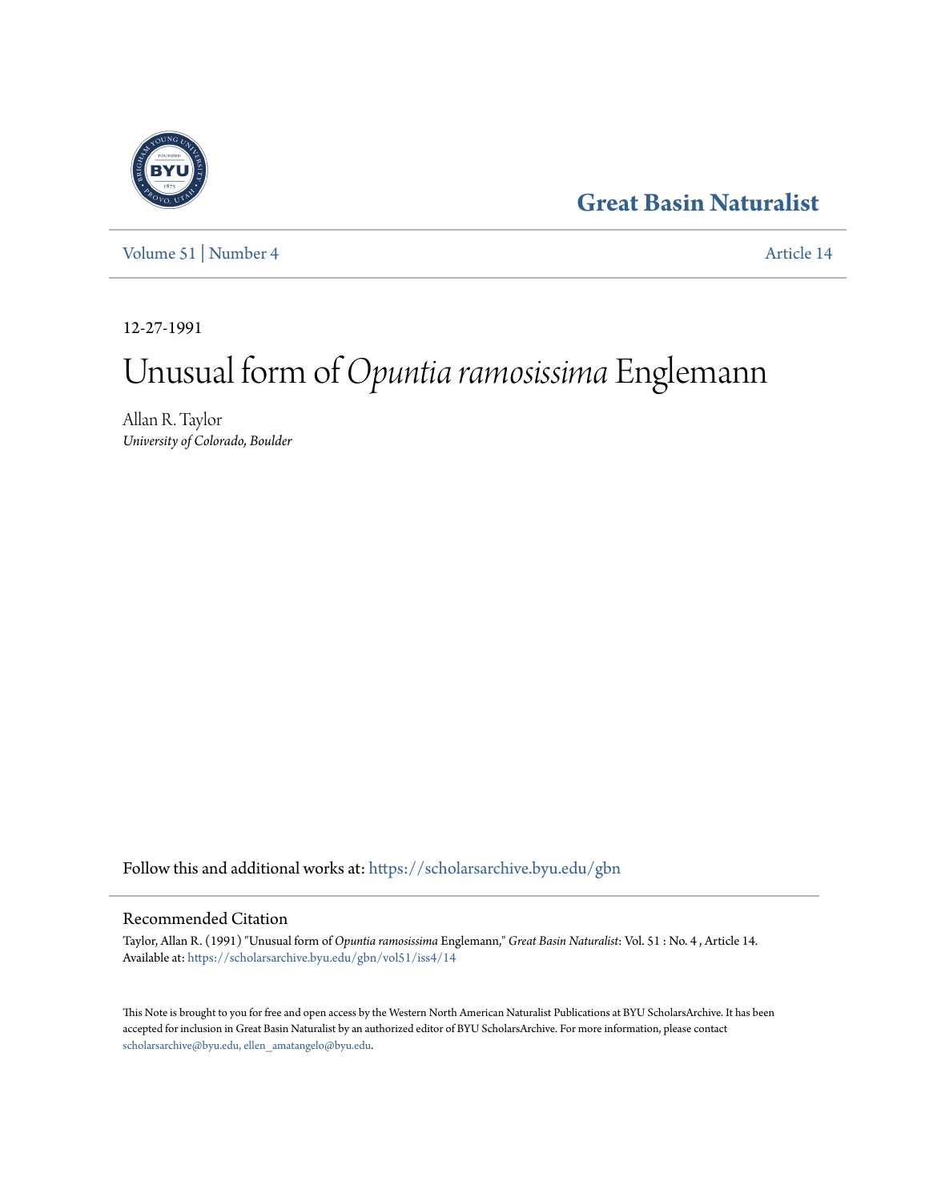Great Basin Naturalist

Volume 51 | Number 4 Article 14

12-27-1991

# Unusual form of *Opuntia ramosissima* Englemann

Allan R. Taylor
*University of Colorado, Boulder*

Follow this and additional works at: https://scholarsarchive.byu.edu/gbn

## Recommended Citation

Taylor, Allan R. (1991) "Unusual form of *Opuntia ramosissima* Englemann," *Great Basin Naturalist*: Vol. 51 : No. 4 , Article 14.
Available at: https://scholarsarchive.byu.edu/gbn/vol51/iss4/14

This Note is brought to you for free and open access by the Western North American Naturalist Publications at BYU ScholarsArchive. It has been accepted for inclusion in Great Basin Naturalist by an authorized editor of BYU ScholarsArchive. For more information, please contact scholarsarchive@byu.edu, ellen_amatangelo@byu.edu.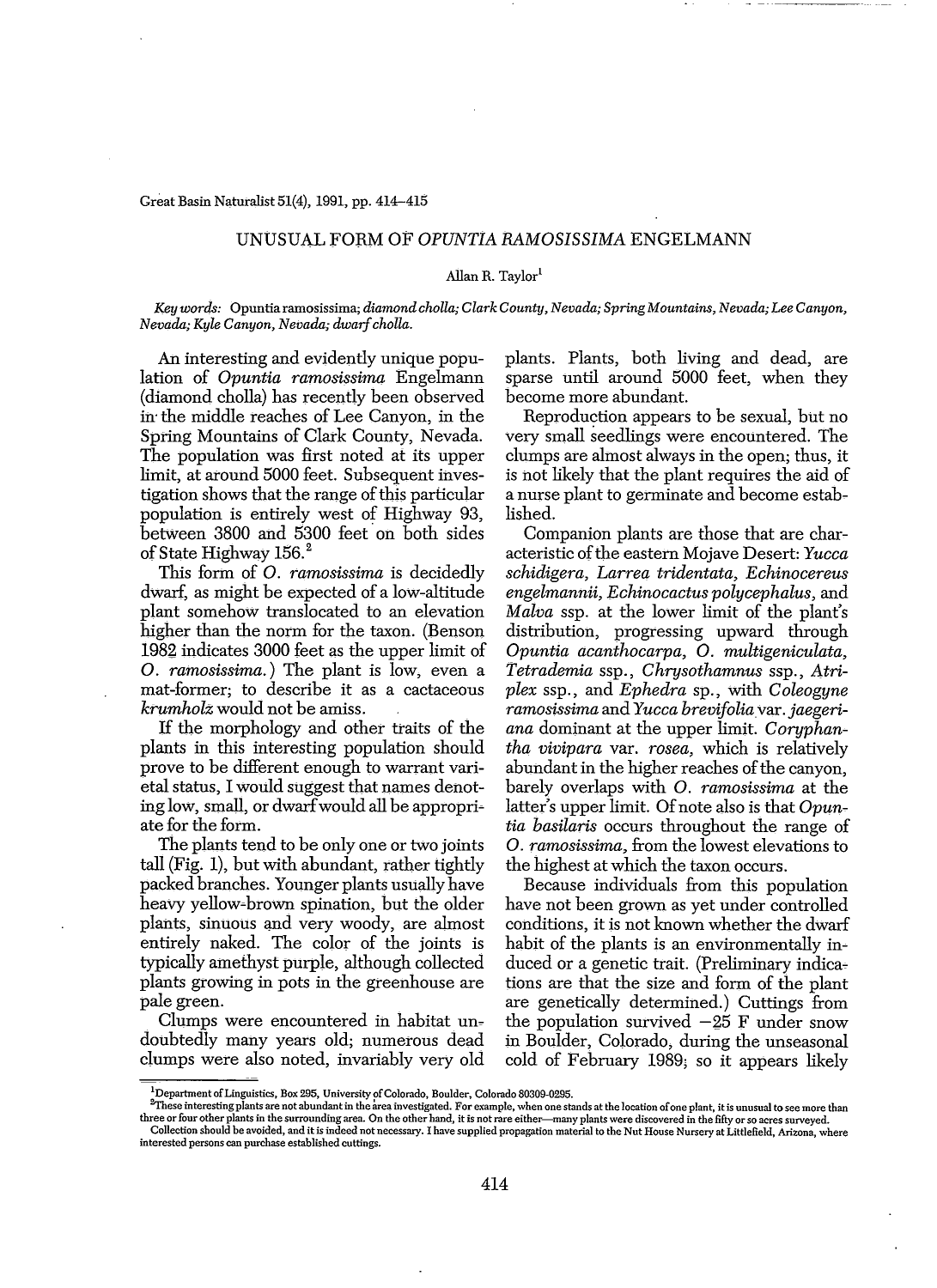UNUSUAL FORM OF *OPUNTIA RAMOSISSIMA* ENGELMANN

Allan R. Taylor[1]

*Key words:* Opuntia ramosissima; *diamond cholla; Clark County, Nevada; Spring Mountains, Nevada; Lee Canyon, Nevada; Kyle Canyon, Nevada; dwarf cholla.*

An interesting and evidently unique population of *Opuntia ramosissima* Engelmann (diamond cholla) has recently been observed in the middle reaches of Lee Canyon, in the Spring Mountains of Clark County, Nevada. The population was first noted at its upper limit, at around 5000 feet. Subsequent investigation shows that the range of this particular population is entirely west of Highway 93, between 3800 and 5300 feet on both sides of State Highway 156.[2]

This form of *O. ramosissima* is decidedly dwarf, as might be expected of a low-altitude plant somehow translocated to an elevation higher than the norm for the taxon. (Benson 1982 indicates 3000 feet as the upper limit of *O. ramosissima.*) The plant is low, even a mat-former; to describe it as a cactaceous *krumholz* would not be amiss.

If the morphology and other traits of the plants in this interesting population should prove to be different enough to warrant varietal status, I would suggest that names denoting low, small, or dwarf would all be appropriate for the form.

The plants tend to be only one or two joints tall (Fig. 1), but with abundant, rather tightly packed branches. Younger plants usually have heavy yellow-brown spination, but the older plants, sinuous and very woody, are almost entirely naked. The color of the joints is typically amethyst purple, although collected plants growing in pots in the greenhouse are pale green.

Clumps were encountered in habitat undoubtedly many years old; numerous dead clumps were also noted, invariably very old plants. Plants, both living and dead, are sparse until around 5000 feet, when they become more abundant.

Reproduction appears to be sexual, but no very small seedlings were encountered. The clumps are almost always in the open; thus, it is not likely that the plant requires the aid of a nurse plant to germinate and become established.

Companion plants are those that are characteristic of the eastern Mojave Desert: *Yucca schidigera, Larrea tridentata, Echinocereus engelmannii, Echinocactus polycephalus,* and *Malva* ssp. at the lower limit of the plant's distribution, progressing upward through *Opuntia acanthocarpa, O. multigeniculata, Tetradymia* ssp., *Chrysothamnus* ssp., *Atriplex* ssp., and *Ephedra* sp., with *Coleogyne ramosissima* and *Yucca brevifolia* var. *jaegeriana* dominant at the upper limit. *Coryphantha vivipara* var. *rosea,* which is relatively abundant in the higher reaches of the canyon, barely overlaps with *O. ramosissima* at the latter's upper limit. Of note also is that *Opuntia basilaris* occurs throughout the range of *O. ramosissima,* from the lowest elevations to the highest at which the taxon occurs.

Because individuals from this population have not been grown as yet under controlled conditions, it is not known whether the dwarf habit of the plants is an environmentally induced or a genetic trait. (Preliminary indications are that the size and form of the plant are genetically determined.) Cuttings from the population survived −25 F under snow in Boulder, Colorado, during the unseasonal cold of February 1989; so it appears likely

---

[1]Department of Linguistics, Box 295, University of Colorado, Boulder, Colorado 80309-0295.

[2]These interesting plants are not abundant in the area investigated. For example, when one stands at the location of one plant, it is unusual to see more than three or four other plants in the surrounding area. On the other hand, it is not rare either—many plants were discovered in the fifty or so acres surveyed.

Collection should be avoided, and it is indeed not necessary. I have supplied propagation material to the Nut House Nursery at Littlefield, Arizona, where interested persons can purchase established cuttings.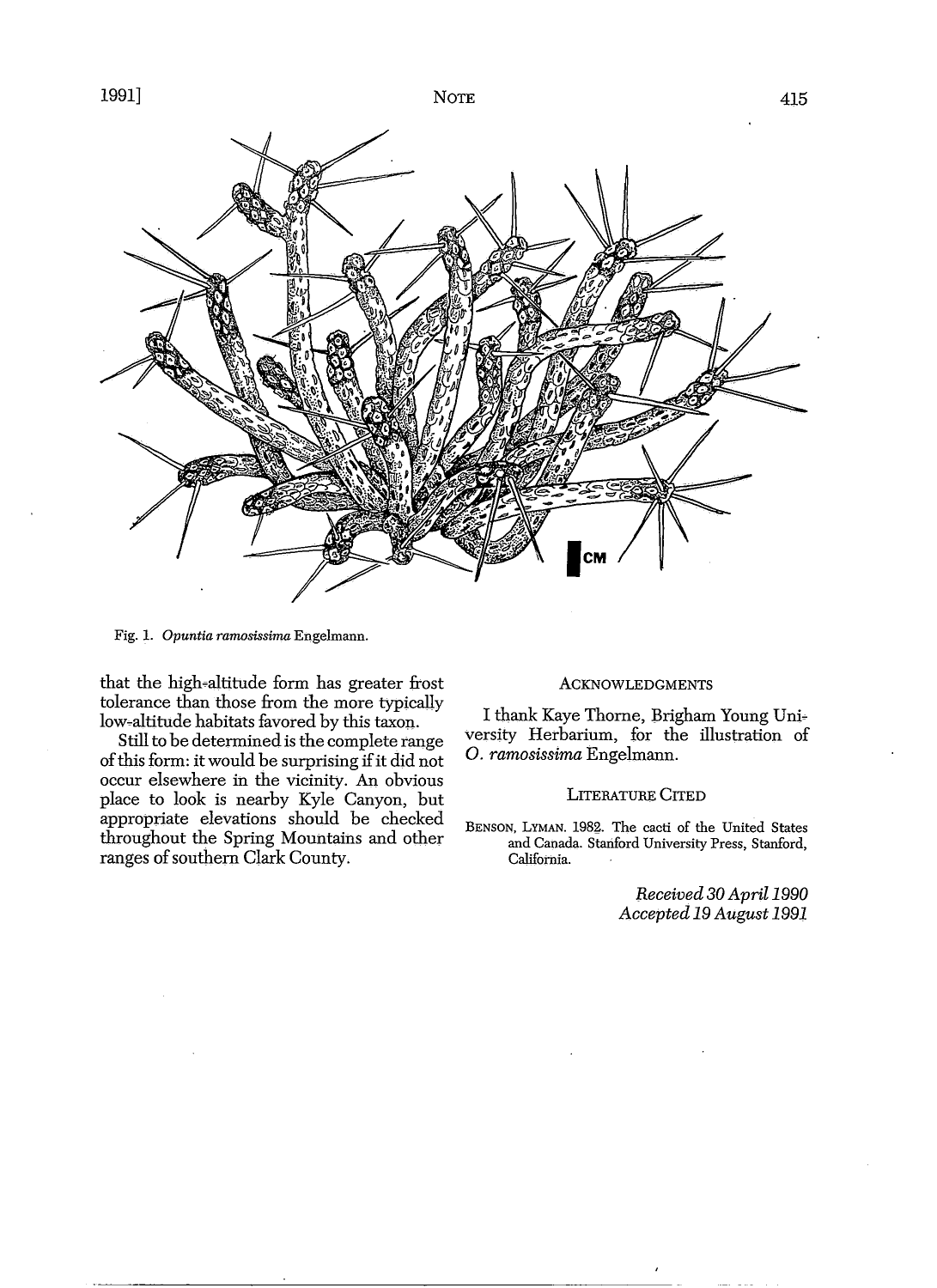CM

Fig. 1. *Opuntia ramosissima* Engelmann.

that the high-altitude form has greater frost tolerance than those from the more typically low-altitude habitats favored by this taxon.

Still to be determined is the complete range of this form: it would be surprising if it did not occur elsewhere in the vicinity. An obvious place to look is nearby Kyle Canyon, but appropriate elevations should be checked throughout the Spring Mountains and other ranges of southern Clark County.

## Acknowledgments

I thank Kaye Thorne, Brigham Young University Herbarium, for the illustration of *O. ramosissima* Engelmann.

## Literature Cited

Benson, Lyman. 1982. The cacti of the United States and Canada. Stanford University Press, Stanford, California.

*Received 30 April 1990*
*Accepted 19 August 1991*